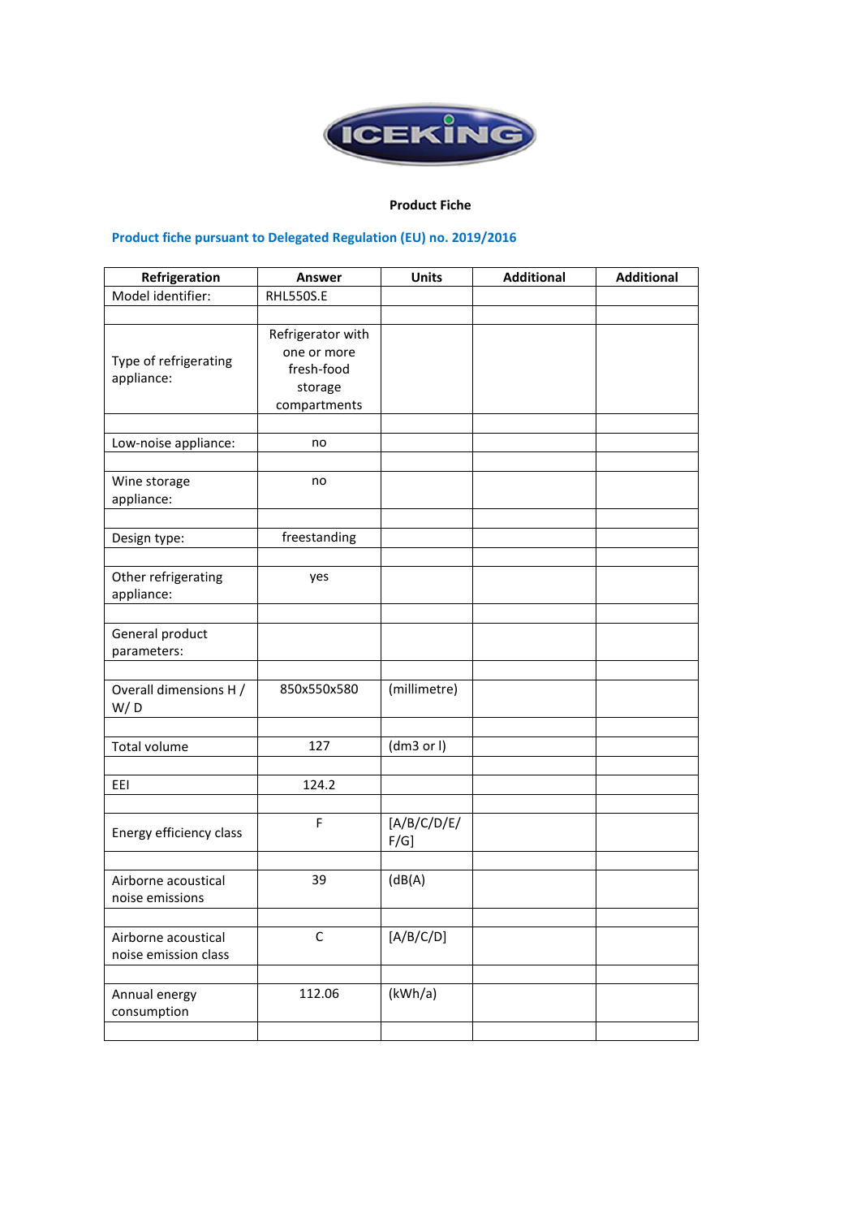ICEKING

**Product Fiche**

**Product fiche pursuant to Delegated Regulation (EU) no. 2019/2016**

| Refrigeration | Answer | Units | Additional | Additional |
|---|---|---|---|---|
| Model identifier: | RHL550S.E | | | |
| | | | | |
| Type of refrigerating appliance: | Refrigerator with one or more fresh-food storage compartments | | | |
| | | | | |
| Low-noise appliance: | no | | | |
| | | | | |
| Wine storage appliance: | no | | | |
| | | | | |
| Design type: | freestanding | | | |
| | | | | |
| Other refrigerating appliance: | yes | | | |
| | | | | |
| General product parameters: | | | | |
| | | | | |
| Overall dimensions H / W/ D | 850x550x580 | (millimetre) | | |
| | | | | |
| Total volume | 127 | (dm3 or l) | | |
| | | | | |
| EEI | 124.2 | | | |
| | | | | |
| Energy efficiency class | F | [A/B/C/D/E/F/G] | | |
| | | | | |
| Airborne acoustical noise emissions | 39 | (dB(A) | | |
| | | | | |
| Airborne acoustical noise emission class | C | [A/B/C/D] | | |
| | | | | |
| Annual energy consumption | 112.06 | (kWh/a) | | |
| | | | | |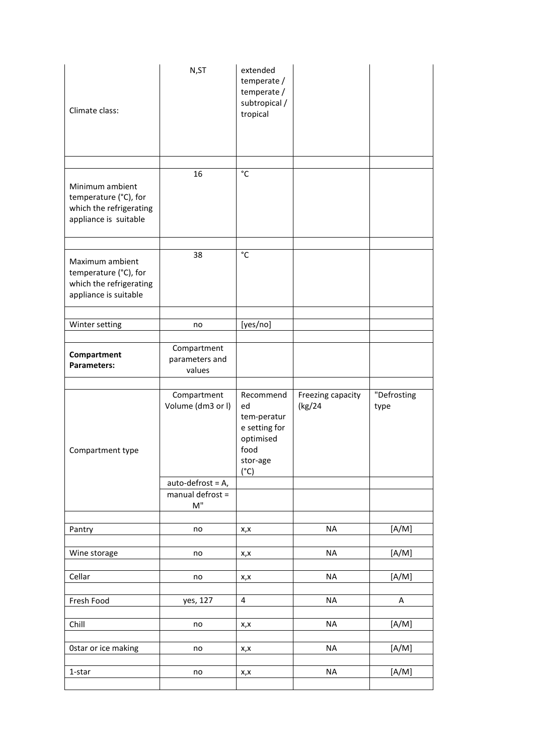| | | | | |
|---|---|---|---|---|
| Climate class: | N,ST | extended temperate / temperate / subtropical / tropical | | |
| | | | | |
| Minimum ambient temperature (°C), for which the refrigerating appliance is suitable | 16 | °C | | |
| | | | | |
| Maximum ambient temperature (°C), for which the refrigerating appliance is suitable | 38 | °C | | |
| | | | | |
| Winter setting | no | [yes/no] | | |
| | | | | |
| **Compartment Parameters:** | Compartment parameters and values | | | |
| | | | | |
| Compartment type | Compartment Volume (dm3 or l) | Recommended tem-perature setting for optimised food stor-age (°C) | Freezing capacity (kg/24 | "Defrosting type |
| | auto-defrost = A, | | | |
| | manual defrost = M" | | | |
| | | | | |
| Pantry | no | x,x | NA | [A/M] |
| | | | | |
| Wine storage | no | x,x | NA | [A/M] |
| | | | | |
| Cellar | no | x,x | NA | [A/M] |
| | | | | |
| Fresh Food | yes, 127 | 4 | NA | A |
| | | | | |
| Chill | no | x,x | NA | [A/M] |
| | | | | |
| 0star or ice making | no | x,x | NA | [A/M] |
| | | | | |
| 1-star | no | x,x | NA | [A/M] |
| | | | | |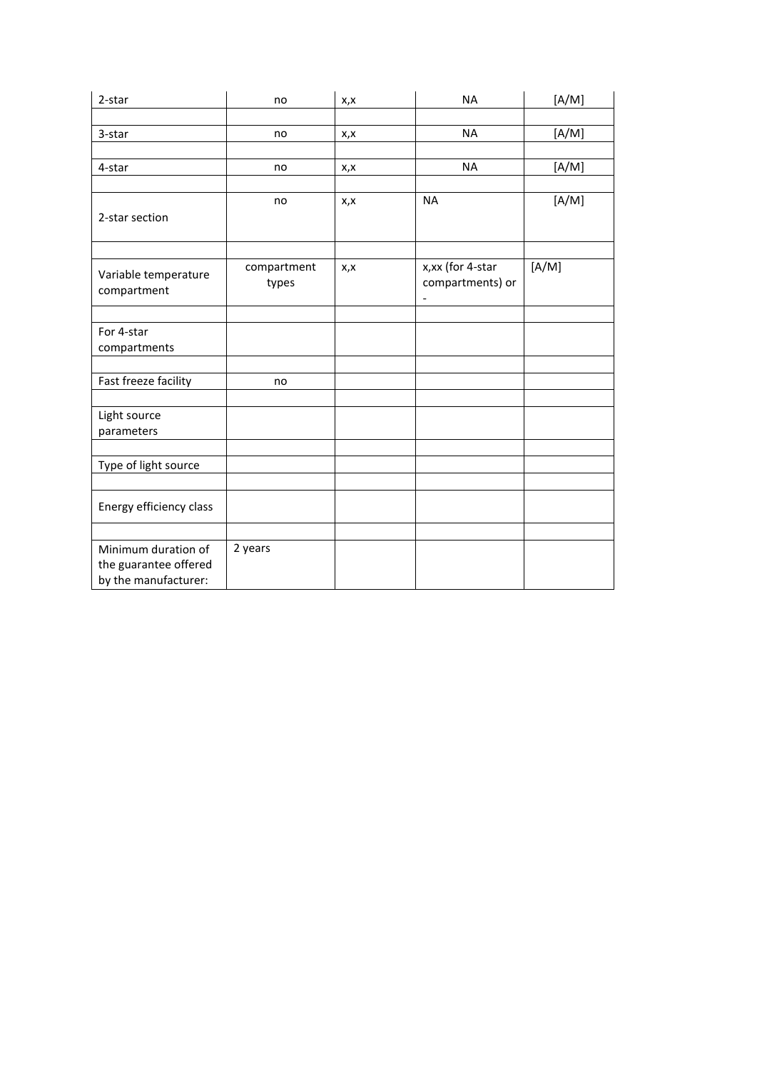| | | | | |
|---|---|---|---|---|
| 2-star | no | x,x | NA | [A/M] |
| | | | | |
| 3-star | no | x,x | NA | [A/M] |
| | | | | |
| 4-star | no | x,x | NA | [A/M] |
| | | | | |
| 2-star section | no | x,x | NA | [A/M] |
| | | | | |
| Variable temperature compartment | compartment types | x,x | x,xx (for 4-star compartments) or - | [A/M] |
| | | | | |
| For 4-star compartments | | | | |
| | | | | |
| Fast freeze facility | no | | | |
| | | | | |
| Light source parameters | | | | |
| | | | | |
| Type of light source | | | | |
| | | | | |
| Energy efficiency class | | | | |
| | | | | |
| Minimum duration of the guarantee offered by the manufacturer: | 2 years | | | |